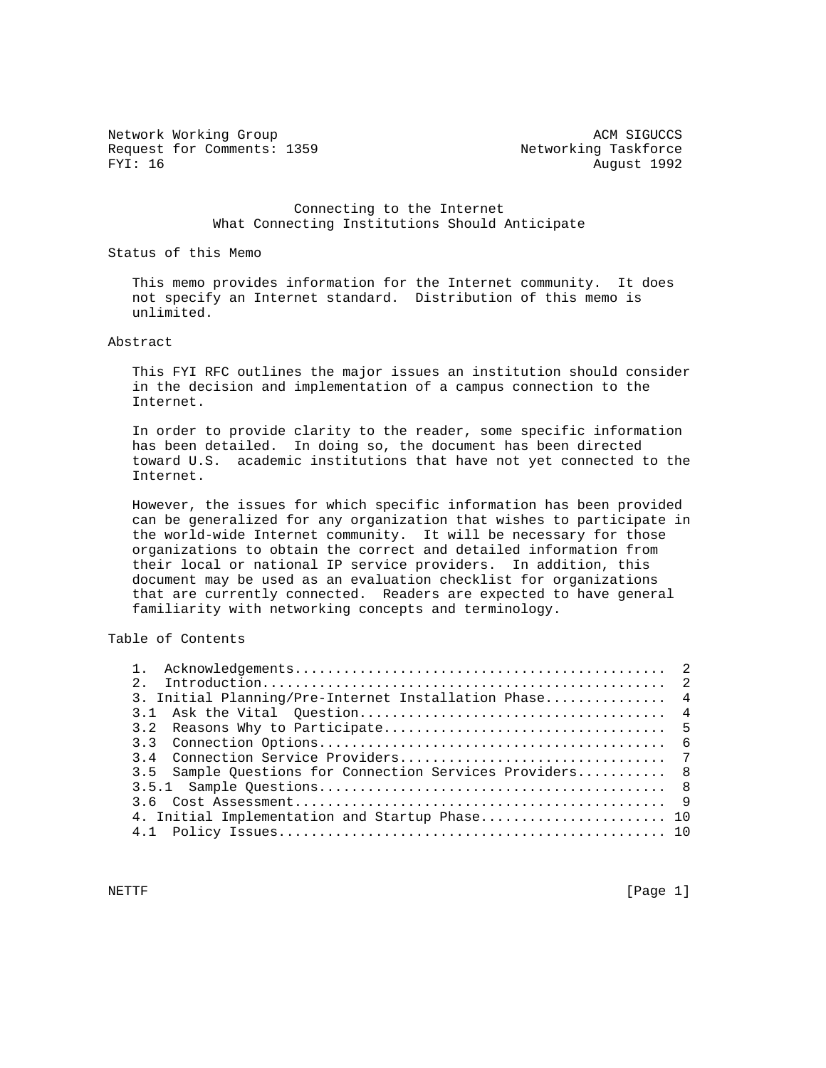Network Working Group — ACM SIGUCCS
Request for Comments: 1359 — Networking Taskforce
FYI: 16 — August 1992

# Connecting to the Internet
## What Connecting Institutions Should Anticipate

### Status of this Memo

This memo provides information for the Internet community. It does not specify an Internet standard. Distribution of this memo is unlimited.

### Abstract

This FYI RFC outlines the major issues an institution should consider in the decision and implementation of a campus connection to the Internet.

In order to provide clarity to the reader, some specific information has been detailed. In doing so, the document has been directed toward U.S. academic institutions that have not yet connected to the Internet.

However, the issues for which specific information has been provided can be generalized for any organization that wishes to participate in the world-wide Internet community. It will be necessary for those organizations to obtain the correct and detailed information from their local or national IP service providers. In addition, this document may be used as an evaluation checklist for organizations that are currently connected. Readers are expected to have general familiarity with networking concepts and terminology.

### Table of Contents

```
   1.  Acknowledgements............................................  2
   2.  Introduction................................................  2
   3. Initial Planning/Pre-Internet Installation Phase..............  4
   3.1  Ask the Vital  Question....................................  4
   3.2  Reasons Why to Participate.................................  5
   3.3  Connection Options.........................................  6
   3.4  Connection Service Providers...............................  7
   3.5  Sample Questions for Connection Services Providers..........  8
   3.5.1  Sample Questions.........................................  8
   3.6  Cost Assessment............................................  9
   4. Initial Implementation and Startup Phase..................... 10
   4.1  Policy Issues.............................................. 10
```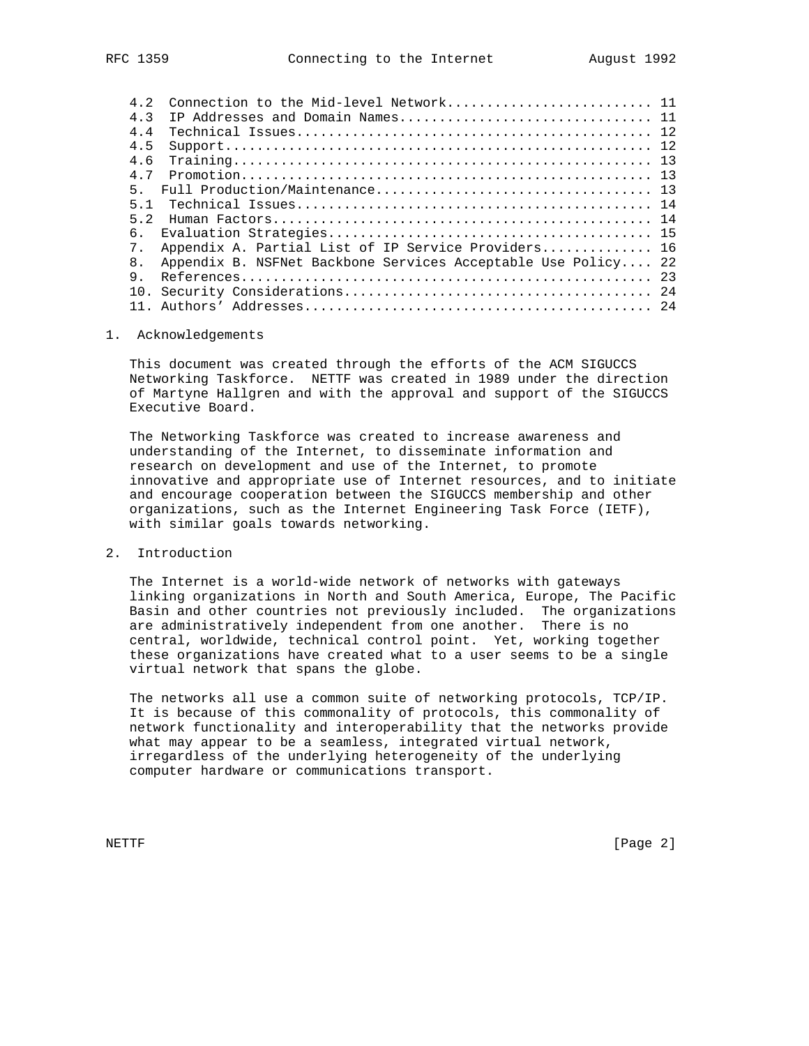```
4.2  Connection to the Mid-level Network.......................... 11
4.3  IP Addresses and Domain Names................................ 11
4.4  Technical Issues............................................. 12
4.5  Support...................................................... 12
4.6  Training..................................................... 13
4.7  Promotion.................................................... 13
5.   Full Production/Maintenance.................................. 13
5.1  Technical Issues............................................. 14
5.2  Human Factors................................................ 14
6.   Evaluation Strategies........................................ 15
7.   Appendix A. Partial List of IP Service Providers............. 16
8.   Appendix B. NSFNet Backbone Services Acceptable Use Policy.... 22
9.   References................................................... 23
10.  Security Considerations...................................... 24
11.  Authors' Addresses........................................... 24
```

## 1. Acknowledgements

This document was created through the efforts of the ACM SIGUCCS Networking Taskforce. NETTF was created in 1989 under the direction of Martyne Hallgren and with the approval and support of the SIGUCCS Executive Board.

The Networking Taskforce was created to increase awareness and understanding of the Internet, to disseminate information and research on development and use of the Internet, to promote innovative and appropriate use of Internet resources, and to initiate and encourage cooperation between the SIGUCCS membership and other organizations, such as the Internet Engineering Task Force (IETF), with similar goals towards networking.

## 2. Introduction

The Internet is a world-wide network of networks with gateways linking organizations in North and South America, Europe, The Pacific Basin and other countries not previously included. The organizations are administratively independent from one another. There is no central, worldwide, technical control point. Yet, working together these organizations have created what to a user seems to be a single virtual network that spans the globe.

The networks all use a common suite of networking protocols, TCP/IP. It is because of this commonality of protocols, this commonality of network functionality and interoperability that the networks provide what may appear to be a seamless, integrated virtual network, irregardless of the underlying heterogeneity of the underlying computer hardware or communications transport.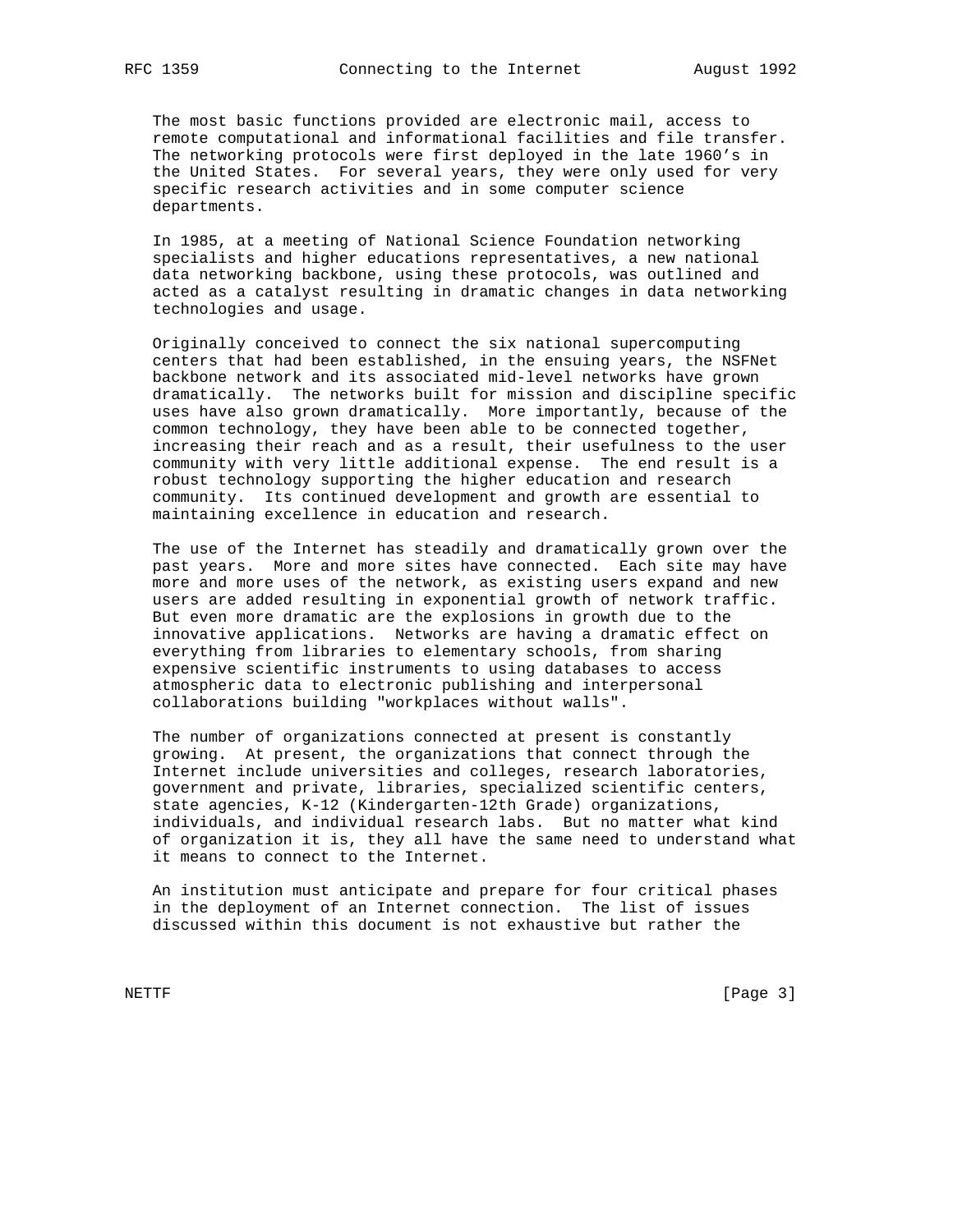The most basic functions provided are electronic mail, access to remote computational and informational facilities and file transfer. The networking protocols were first deployed in the late 1960's in the United States. For several years, they were only used for very specific research activities and in some computer science departments.

In 1985, at a meeting of National Science Foundation networking specialists and higher educations representatives, a new national data networking backbone, using these protocols, was outlined and acted as a catalyst resulting in dramatic changes in data networking technologies and usage.

Originally conceived to connect the six national supercomputing centers that had been established, in the ensuing years, the NSFNet backbone network and its associated mid-level networks have grown dramatically. The networks built for mission and discipline specific uses have also grown dramatically. More importantly, because of the common technology, they have been able to be connected together, increasing their reach and as a result, their usefulness to the user community with very little additional expense. The end result is a robust technology supporting the higher education and research community. Its continued development and growth are essential to maintaining excellence in education and research.

The use of the Internet has steadily and dramatically grown over the past years. More and more sites have connected. Each site may have more and more uses of the network, as existing users expand and new users are added resulting in exponential growth of network traffic. But even more dramatic are the explosions in growth due to the innovative applications. Networks are having a dramatic effect on everything from libraries to elementary schools, from sharing expensive scientific instruments to using databases to access atmospheric data to electronic publishing and interpersonal collaborations building "workplaces without walls".

The number of organizations connected at present is constantly growing. At present, the organizations that connect through the Internet include universities and colleges, research laboratories, government and private, libraries, specialized scientific centers, state agencies, K-12 (Kindergarten-12th Grade) organizations, individuals, and individual research labs. But no matter what kind of organization it is, they all have the same need to understand what it means to connect to the Internet.

An institution must anticipate and prepare for four critical phases in the deployment of an Internet connection. The list of issues discussed within this document is not exhaustive but rather the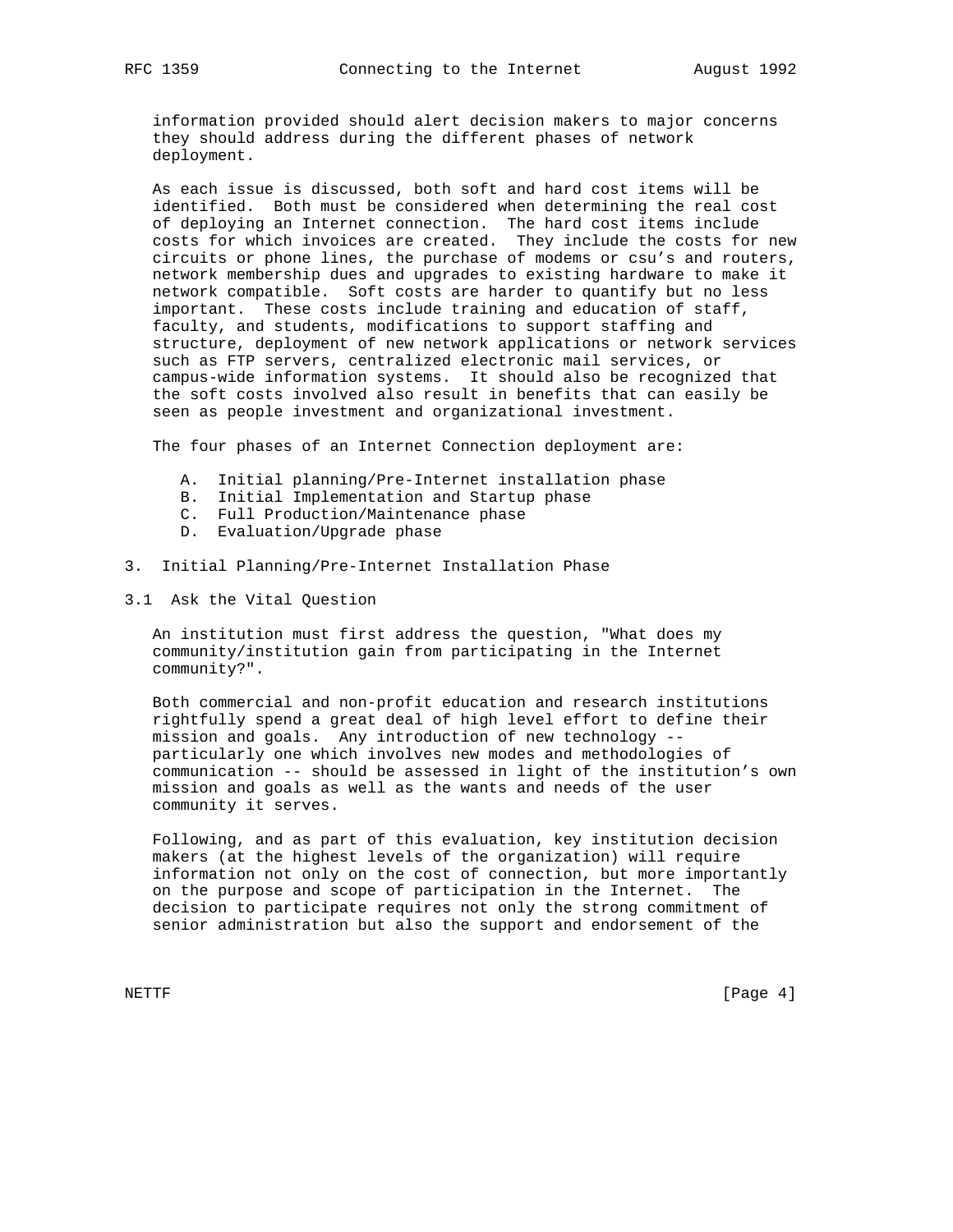information provided should alert decision makers to major concerns they should address during the different phases of network deployment.

As each issue is discussed, both soft and hard cost items will be identified. Both must be considered when determining the real cost of deploying an Internet connection. The hard cost items include costs for which invoices are created. They include the costs for new circuits or phone lines, the purchase of modems or csu's and routers, network membership dues and upgrades to existing hardware to make it network compatible. Soft costs are harder to quantify but no less important. These costs include training and education of staff, faculty, and students, modifications to support staffing and structure, deployment of new network applications or network services such as FTP servers, centralized electronic mail services, or campus-wide information systems. It should also be recognized that the soft costs involved also result in benefits that can easily be seen as people investment and organizational investment.

The four phases of an Internet Connection deployment are:

A. Initial planning/Pre-Internet installation phase
B. Initial Implementation and Startup phase
C. Full Production/Maintenance phase
D. Evaluation/Upgrade phase

## 3. Initial Planning/Pre-Internet Installation Phase

### 3.1 Ask the Vital Question

An institution must first address the question, "What does my community/institution gain from participating in the Internet community?".

Both commercial and non-profit education and research institutions rightfully spend a great deal of high level effort to define their mission and goals. Any introduction of new technology -- particularly one which involves new modes and methodologies of communication -- should be assessed in light of the institution's own mission and goals as well as the wants and needs of the user community it serves.

Following, and as part of this evaluation, key institution decision makers (at the highest levels of the organization) will require information not only on the cost of connection, but more importantly on the purpose and scope of participation in the Internet. The decision to participate requires not only the strong commitment of senior administration but also the support and endorsement of the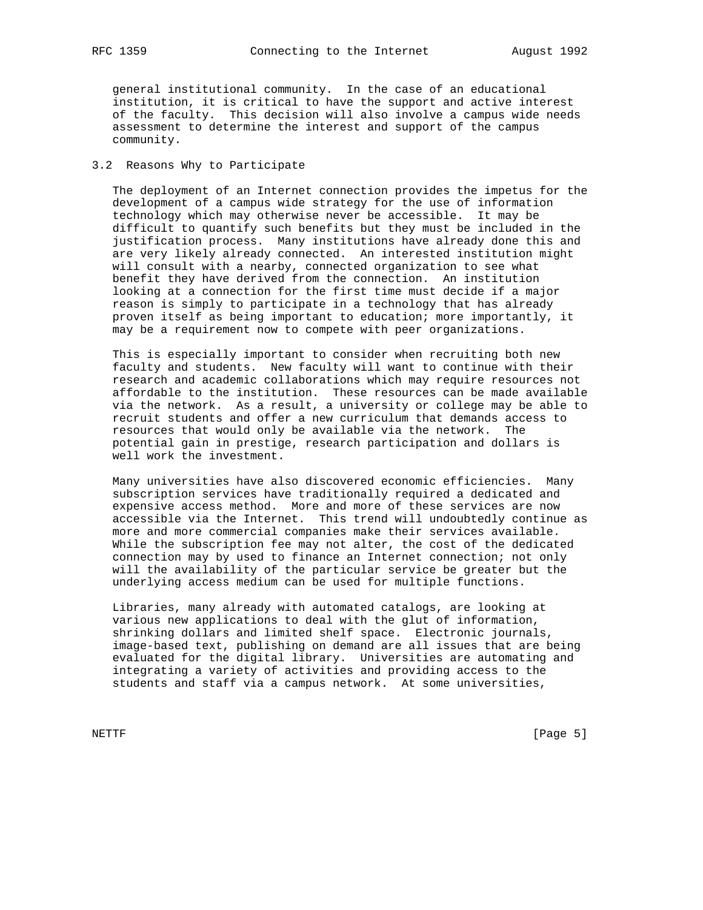general institutional community. In the case of an educational institution, it is critical to have the support and active interest of the faculty. This decision will also involve a campus wide needs assessment to determine the interest and support of the campus community.

### 3.2 Reasons Why to Participate

The deployment of an Internet connection provides the impetus for the development of a campus wide strategy for the use of information technology which may otherwise never be accessible. It may be difficult to quantify such benefits but they must be included in the justification process. Many institutions have already done this and are very likely already connected. An interested institution might will consult with a nearby, connected organization to see what benefit they have derived from the connection. An institution looking at a connection for the first time must decide if a major reason is simply to participate in a technology that has already proven itself as being important to education; more importantly, it may be a requirement now to compete with peer organizations.

This is especially important to consider when recruiting both new faculty and students. New faculty will want to continue with their research and academic collaborations which may require resources not affordable to the institution. These resources can be made available via the network. As a result, a university or college may be able to recruit students and offer a new curriculum that demands access to resources that would only be available via the network. The potential gain in prestige, research participation and dollars is well work the investment.

Many universities have also discovered economic efficiencies. Many subscription services have traditionally required a dedicated and expensive access method. More and more of these services are now accessible via the Internet. This trend will undoubtedly continue as more and more commercial companies make their services available. While the subscription fee may not alter, the cost of the dedicated connection may by used to finance an Internet connection; not only will the availability of the particular service be greater but the underlying access medium can be used for multiple functions.

Libraries, many already with automated catalogs, are looking at various new applications to deal with the glut of information, shrinking dollars and limited shelf space. Electronic journals, image-based text, publishing on demand are all issues that are being evaluated for the digital library. Universities are automating and integrating a variety of activities and providing access to the students and staff via a campus network. At some universities,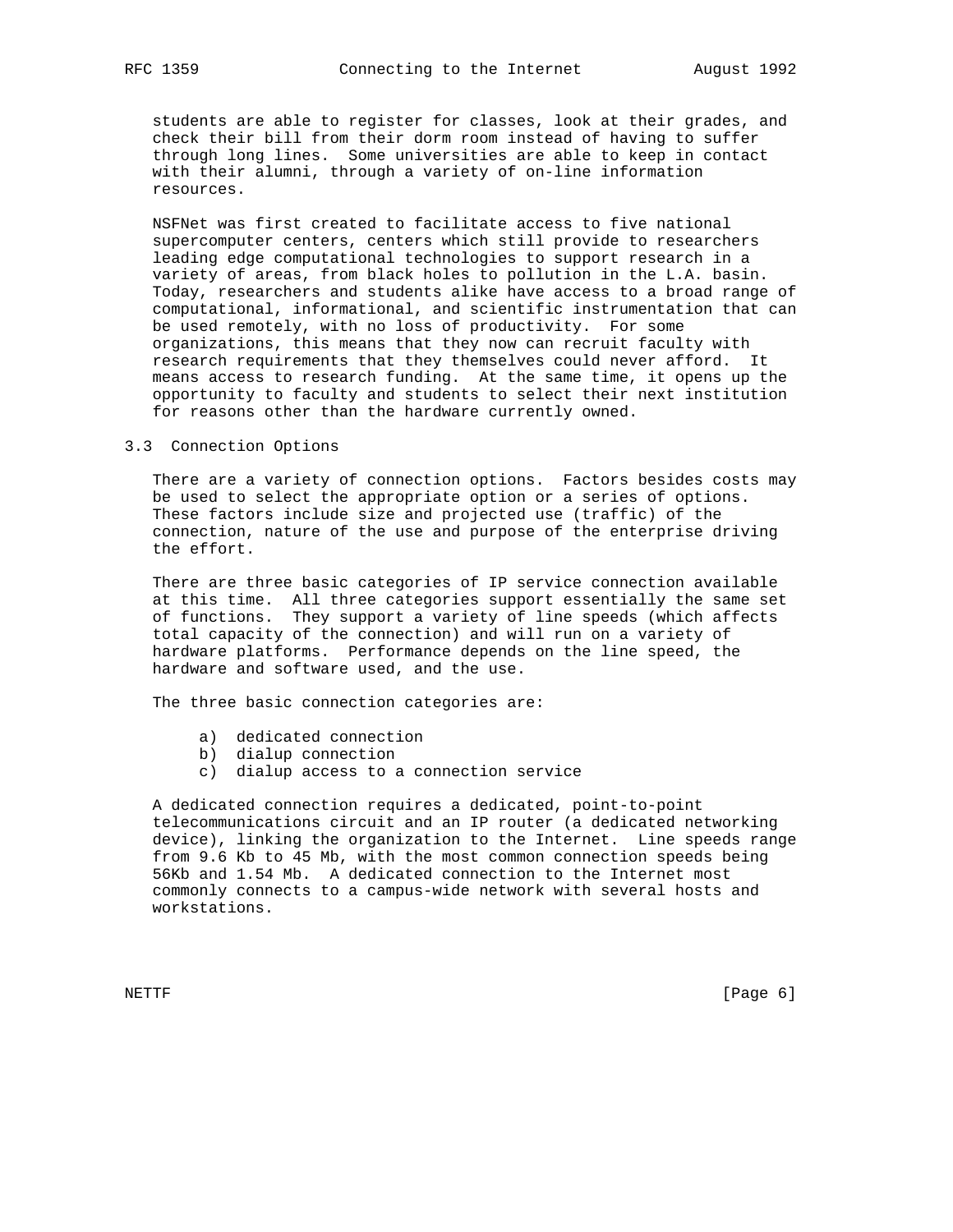students are able to register for classes, look at their grades, and check their bill from their dorm room instead of having to suffer through long lines. Some universities are able to keep in contact with their alumni, through a variety of on-line information resources.

NSFNet was first created to facilitate access to five national supercomputer centers, centers which still provide to researchers leading edge computational technologies to support research in a variety of areas, from black holes to pollution in the L.A. basin. Today, researchers and students alike have access to a broad range of computational, informational, and scientific instrumentation that can be used remotely, with no loss of productivity. For some organizations, this means that they now can recruit faculty with research requirements that they themselves could never afford. It means access to research funding. At the same time, it opens up the opportunity to faculty and students to select their next institution for reasons other than the hardware currently owned.

## 3.3 Connection Options

There are a variety of connection options. Factors besides costs may be used to select the appropriate option or a series of options. These factors include size and projected use (traffic) of the connection, nature of the use and purpose of the enterprise driving the effort.

There are three basic categories of IP service connection available at this time. All three categories support essentially the same set of functions. They support a variety of line speeds (which affects total capacity of the connection) and will run on a variety of hardware platforms. Performance depends on the line speed, the hardware and software used, and the use.

The three basic connection categories are:

a) dedicated connection
b) dialup connection
c) dialup access to a connection service

A dedicated connection requires a dedicated, point-to-point telecommunications circuit and an IP router (a dedicated networking device), linking the organization to the Internet. Line speeds range from 9.6 Kb to 45 Mb, with the most common connection speeds being 56Kb and 1.54 Mb. A dedicated connection to the Internet most commonly connects to a campus-wide network with several hosts and workstations.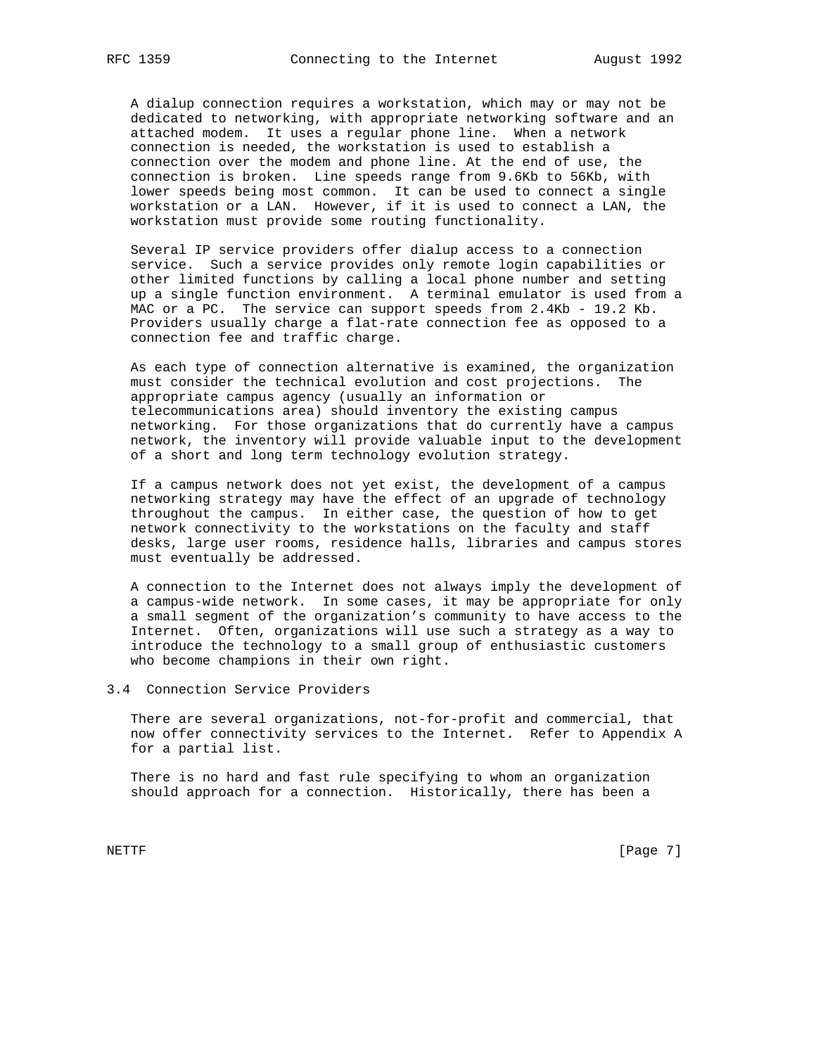A dialup connection requires a workstation, which may or may not be dedicated to networking, with appropriate networking software and an attached modem. It uses a regular phone line. When a network connection is needed, the workstation is used to establish a connection over the modem and phone line. At the end of use, the connection is broken. Line speeds range from 9.6Kb to 56Kb, with lower speeds being most common. It can be used to connect a single workstation or a LAN. However, if it is used to connect a LAN, the workstation must provide some routing functionality.

Several IP service providers offer dialup access to a connection service. Such a service provides only remote login capabilities or other limited functions by calling a local phone number and setting up a single function environment. A terminal emulator is used from a MAC or a PC. The service can support speeds from 2.4Kb - 19.2 Kb. Providers usually charge a flat-rate connection fee as opposed to a connection fee and traffic charge.

As each type of connection alternative is examined, the organization must consider the technical evolution and cost projections. The appropriate campus agency (usually an information or telecommunications area) should inventory the existing campus networking. For those organizations that do currently have a campus network, the inventory will provide valuable input to the development of a short and long term technology evolution strategy.

If a campus network does not yet exist, the development of a campus networking strategy may have the effect of an upgrade of technology throughout the campus. In either case, the question of how to get network connectivity to the workstations on the faculty and staff desks, large user rooms, residence halls, libraries and campus stores must eventually be addressed.

A connection to the Internet does not always imply the development of a campus-wide network. In some cases, it may be appropriate for only a small segment of the organization's community to have access to the Internet. Often, organizations will use such a strategy as a way to introduce the technology to a small group of enthusiastic customers who become champions in their own right.

## 3.4 Connection Service Providers

There are several organizations, not-for-profit and commercial, that now offer connectivity services to the Internet. Refer to Appendix A for a partial list.

There is no hard and fast rule specifying to whom an organization should approach for a connection. Historically, there has been a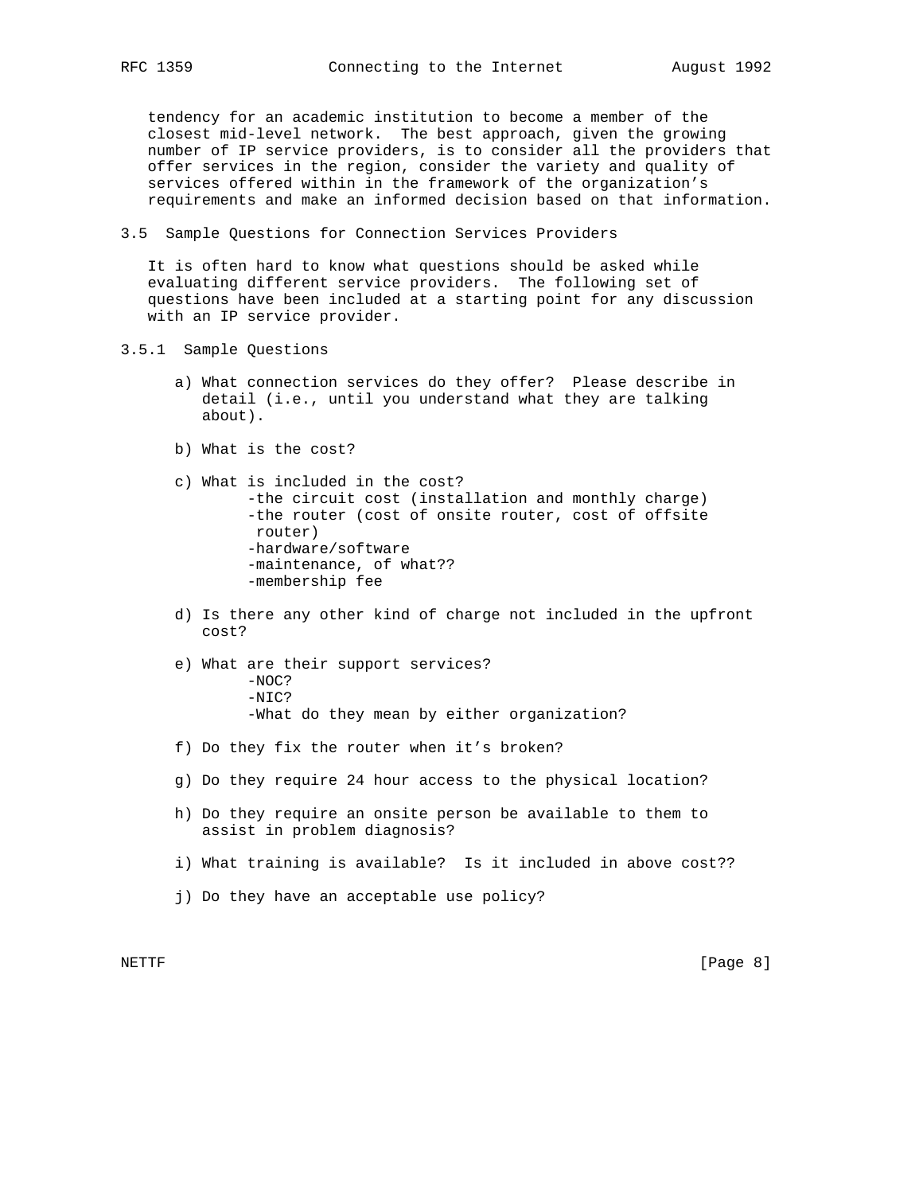tendency for an academic institution to become a member of the closest mid-level network. The best approach, given the growing number of IP service providers, is to consider all the providers that offer services in the region, consider the variety and quality of services offered within in the framework of the organization's requirements and make an informed decision based on that information.

## 3.5 Sample Questions for Connection Services Providers

It is often hard to know what questions should be asked while evaluating different service providers. The following set of questions have been included at a starting point for any discussion with an IP service provider.

### 3.5.1 Sample Questions

a) What connection services do they offer? Please describe in detail (i.e., until you understand what they are talking about).

b) What is the cost?

c) What is included in the cost?
   - the circuit cost (installation and monthly charge)
   - the router (cost of onsite router, cost of offsite router)
   - hardware/software
   - maintenance, of what??
   - membership fee

d) Is there any other kind of charge not included in the upfront cost?

e) What are their support services?
   - NOC?
   - NIC?
   - What do they mean by either organization?

f) Do they fix the router when it's broken?

g) Do they require 24 hour access to the physical location?

h) Do they require an onsite person be available to them to assist in problem diagnosis?

i) What training is available? Is it included in above cost??

j) Do they have an acceptable use policy?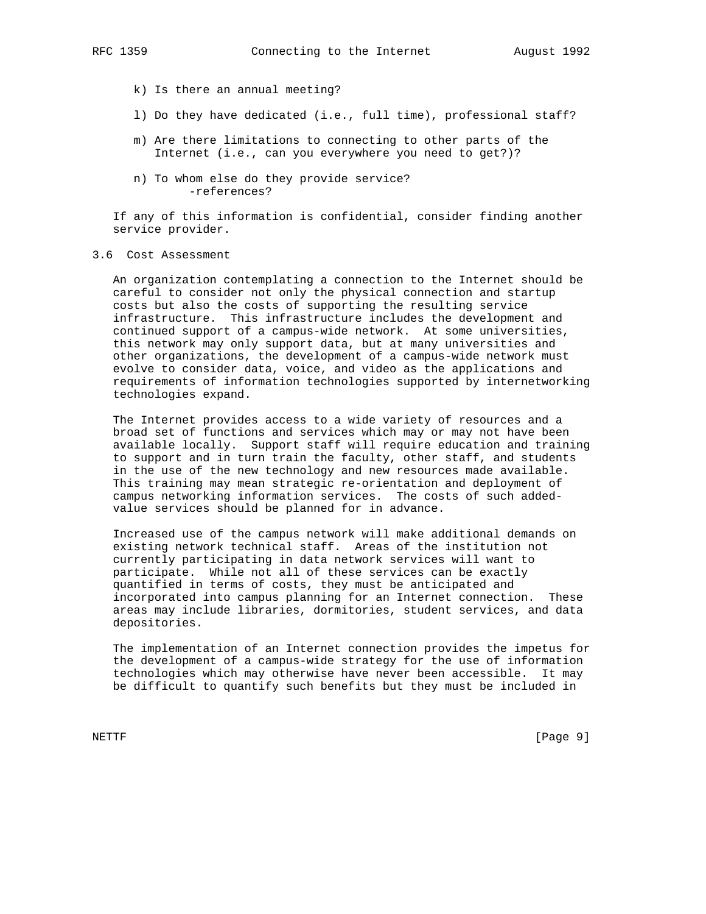k) Is there an annual meeting?

l) Do they have dedicated (i.e., full time), professional staff?

m) Are there limitations to connecting to other parts of the Internet (i.e., can you everywhere you need to get?)?

n) To whom else do they provide service?
   -references?

If any of this information is confidential, consider finding another service provider.

### 3.6 Cost Assessment

An organization contemplating a connection to the Internet should be careful to consider not only the physical connection and startup costs but also the costs of supporting the resulting service infrastructure. This infrastructure includes the development and continued support of a campus-wide network. At some universities, this network may only support data, but at many universities and other organizations, the development of a campus-wide network must evolve to consider data, voice, and video as the applications and requirements of information technologies supported by internetworking technologies expand.

The Internet provides access to a wide variety of resources and a broad set of functions and services which may or may not have been available locally. Support staff will require education and training to support and in turn train the faculty, other staff, and students in the use of the new technology and new resources made available. This training may mean strategic re-orientation and deployment of campus networking information services. The costs of such added-value services should be planned for in advance.

Increased use of the campus network will make additional demands on existing network technical staff. Areas of the institution not currently participating in data network services will want to participate. While not all of these services can be exactly quantified in terms of costs, they must be anticipated and incorporated into campus planning for an Internet connection. These areas may include libraries, dormitories, student services, and data depositories.

The implementation of an Internet connection provides the impetus for the development of a campus-wide strategy for the use of information technologies which may otherwise have never been accessible. It may be difficult to quantify such benefits but they must be included in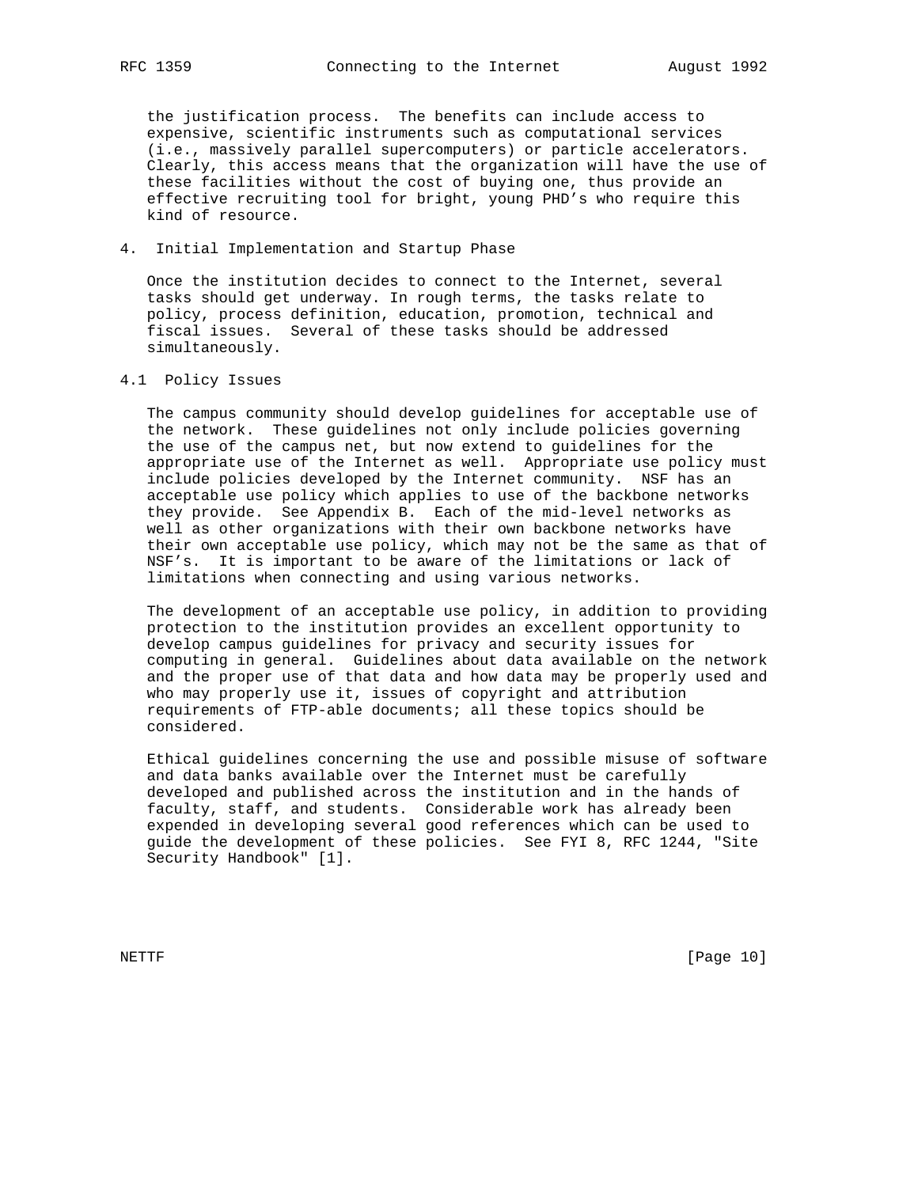the justification process. The benefits can include access to expensive, scientific instruments such as computational services (i.e., massively parallel supercomputers) or particle accelerators. Clearly, this access means that the organization will have the use of these facilities without the cost of buying one, thus provide an effective recruiting tool for bright, young PHD's who require this kind of resource.

## 4. Initial Implementation and Startup Phase

Once the institution decides to connect to the Internet, several tasks should get underway. In rough terms, the tasks relate to policy, process definition, education, promotion, technical and fiscal issues. Several of these tasks should be addressed simultaneously.

### 4.1 Policy Issues

The campus community should develop guidelines for acceptable use of the network. These guidelines not only include policies governing the use of the campus net, but now extend to guidelines for the appropriate use of the Internet as well. Appropriate use policy must include policies developed by the Internet community. NSF has an acceptable use policy which applies to use of the backbone networks they provide. See Appendix B. Each of the mid-level networks as well as other organizations with their own backbone networks have their own acceptable use policy, which may not be the same as that of NSF's. It is important to be aware of the limitations or lack of limitations when connecting and using various networks.

The development of an acceptable use policy, in addition to providing protection to the institution provides an excellent opportunity to develop campus guidelines for privacy and security issues for computing in general. Guidelines about data available on the network and the proper use of that data and how data may be properly used and who may properly use it, issues of copyright and attribution requirements of FTP-able documents; all these topics should be considered.

Ethical guidelines concerning the use and possible misuse of software and data banks available over the Internet must be carefully developed and published across the institution and in the hands of faculty, staff, and students. Considerable work has already been expended in developing several good references which can be used to guide the development of these policies. See FYI 8, RFC 1244, "Site Security Handbook" [1].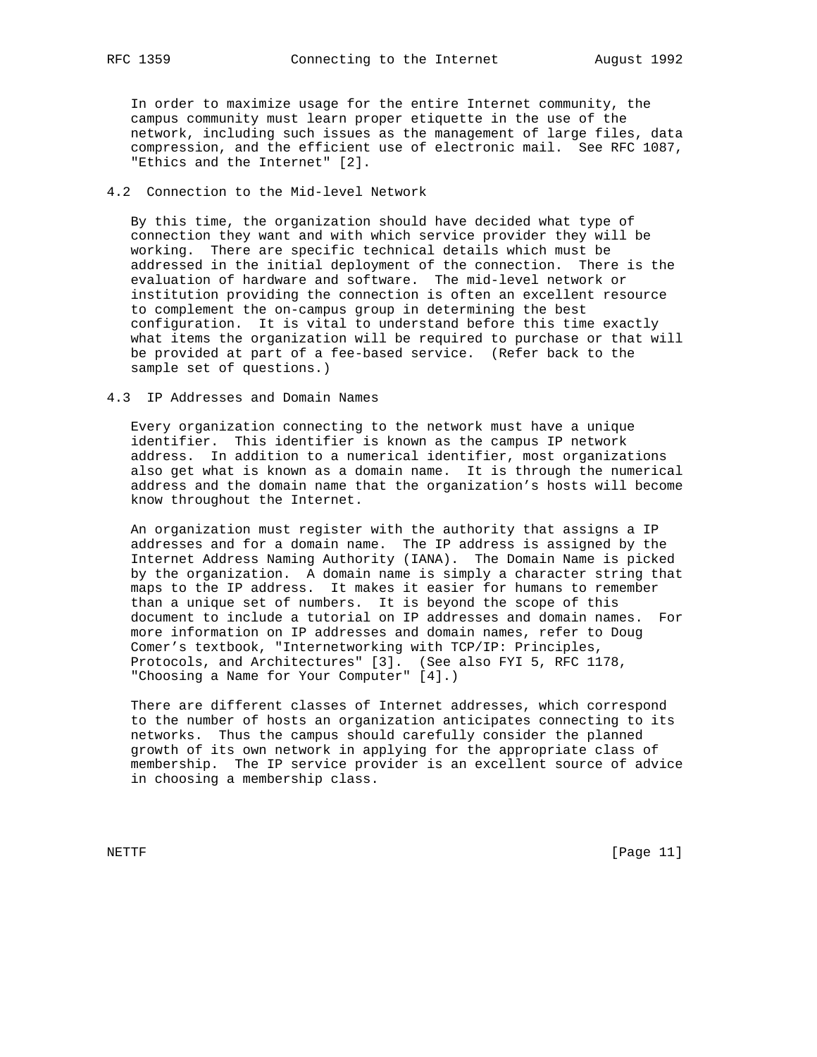In order to maximize usage for the entire Internet community, the campus community must learn proper etiquette in the use of the network, including such issues as the management of large files, data compression, and the efficient use of electronic mail. See RFC 1087, "Ethics and the Internet" [2].

## 4.2 Connection to the Mid-level Network

By this time, the organization should have decided what type of connection they want and with which service provider they will be working. There are specific technical details which must be addressed in the initial deployment of the connection. There is the evaluation of hardware and software. The mid-level network or institution providing the connection is often an excellent resource to complement the on-campus group in determining the best configuration. It is vital to understand before this time exactly what items the organization will be required to purchase or that will be provided at part of a fee-based service. (Refer back to the sample set of questions.)

## 4.3 IP Addresses and Domain Names

Every organization connecting to the network must have a unique identifier. This identifier is known as the campus IP network address. In addition to a numerical identifier, most organizations also get what is known as a domain name. It is through the numerical address and the domain name that the organization's hosts will become know throughout the Internet.

An organization must register with the authority that assigns a IP addresses and for a domain name. The IP address is assigned by the Internet Address Naming Authority (IANA). The Domain Name is picked by the organization. A domain name is simply a character string that maps to the IP address. It makes it easier for humans to remember than a unique set of numbers. It is beyond the scope of this document to include a tutorial on IP addresses and domain names. For more information on IP addresses and domain names, refer to Doug Comer's textbook, "Internetworking with TCP/IP: Principles, Protocols, and Architectures" [3]. (See also FYI 5, RFC 1178, "Choosing a Name for Your Computer" [4].)

There are different classes of Internet addresses, which correspond to the number of hosts an organization anticipates connecting to its networks. Thus the campus should carefully consider the planned growth of its own network in applying for the appropriate class of membership. The IP service provider is an excellent source of advice in choosing a membership class.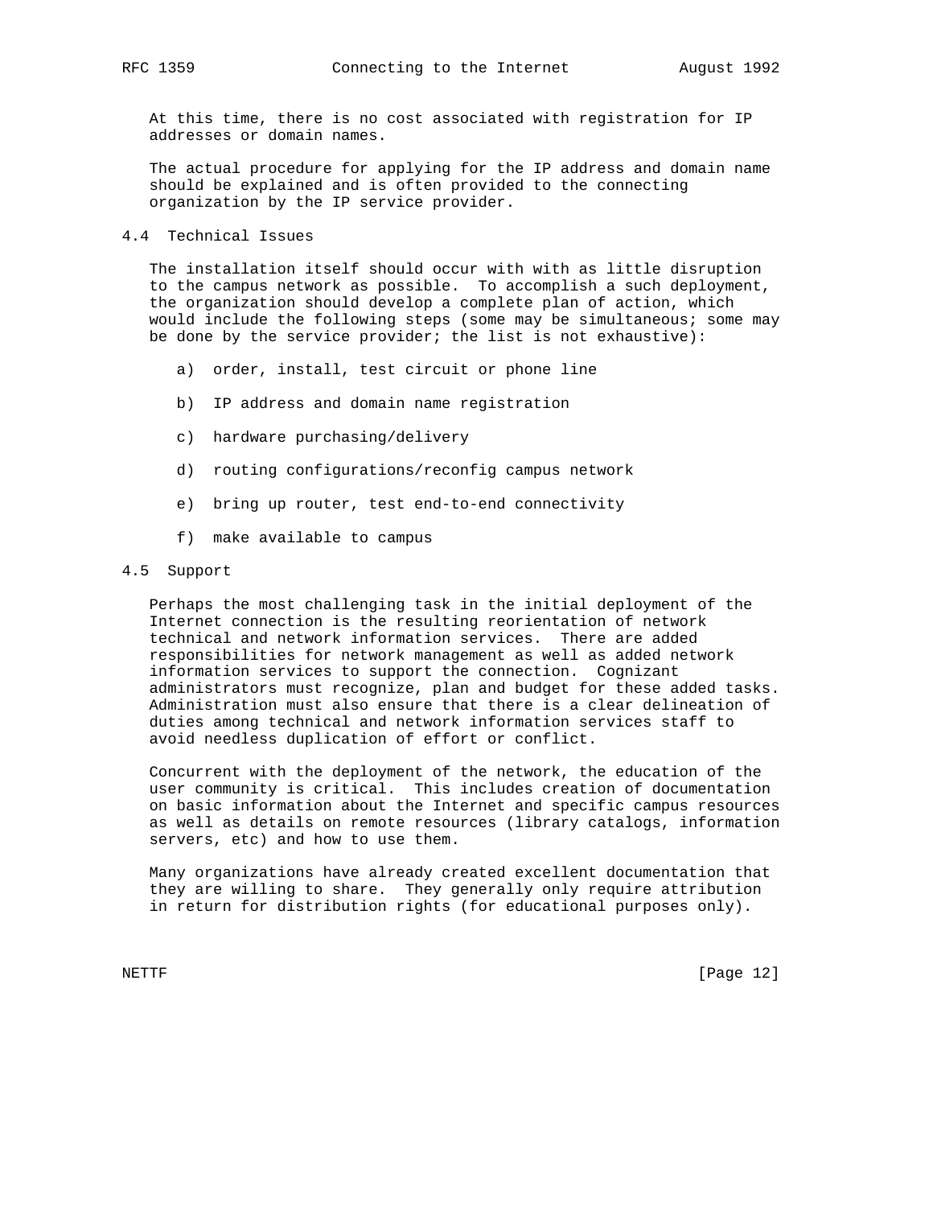At this time, there is no cost associated with registration for IP addresses or domain names.

The actual procedure for applying for the IP address and domain name should be explained and is often provided to the connecting organization by the IP service provider.

## 4.4 Technical Issues

The installation itself should occur with with as little disruption to the campus network as possible. To accomplish a such deployment, the organization should develop a complete plan of action, which would include the following steps (some may be simultaneous; some may be done by the service provider; the list is not exhaustive):

a) order, install, test circuit or phone line

b) IP address and domain name registration

c) hardware purchasing/delivery

d) routing configurations/reconfig campus network

e) bring up router, test end-to-end connectivity

f) make available to campus

## 4.5 Support

Perhaps the most challenging task in the initial deployment of the Internet connection is the resulting reorientation of network technical and network information services. There are added responsibilities for network management as well as added network information services to support the connection. Cognizant administrators must recognize, plan and budget for these added tasks. Administration must also ensure that there is a clear delineation of duties among technical and network information services staff to avoid needless duplication of effort or conflict.

Concurrent with the deployment of the network, the education of the user community is critical. This includes creation of documentation on basic information about the Internet and specific campus resources as well as details on remote resources (library catalogs, information servers, etc) and how to use them.

Many organizations have already created excellent documentation that they are willing to share. They generally only require attribution in return for distribution rights (for educational purposes only).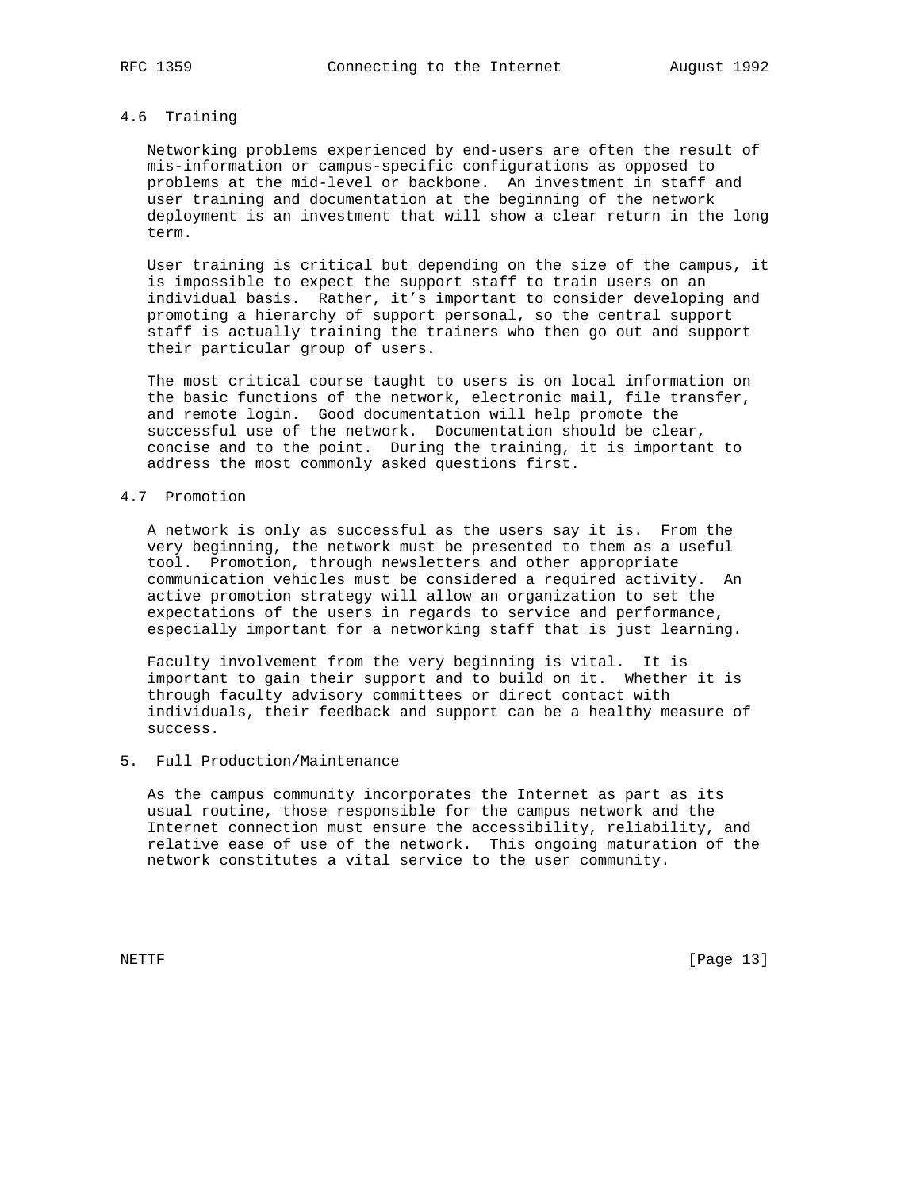## 4.6 Training

Networking problems experienced by end-users are often the result of mis-information or campus-specific configurations as opposed to problems at the mid-level or backbone. An investment in staff and user training and documentation at the beginning of the network deployment is an investment that will show a clear return in the long term.

User training is critical but depending on the size of the campus, it is impossible to expect the support staff to train users on an individual basis. Rather, it's important to consider developing and promoting a hierarchy of support personal, so the central support staff is actually training the trainers who then go out and support their particular group of users.

The most critical course taught to users is on local information on the basic functions of the network, electronic mail, file transfer, and remote login. Good documentation will help promote the successful use of the network. Documentation should be clear, concise and to the point. During the training, it is important to address the most commonly asked questions first.

## 4.7 Promotion

A network is only as successful as the users say it is. From the very beginning, the network must be presented to them as a useful tool. Promotion, through newsletters and other appropriate communication vehicles must be considered a required activity. An active promotion strategy will allow an organization to set the expectations of the users in regards to service and performance, especially important for a networking staff that is just learning.

Faculty involvement from the very beginning is vital. It is important to gain their support and to build on it. Whether it is through faculty advisory committees or direct contact with individuals, their feedback and support can be a healthy measure of success.

# 5. Full Production/Maintenance

As the campus community incorporates the Internet as part as its usual routine, those responsible for the campus network and the Internet connection must ensure the accessibility, reliability, and relative ease of use of the network. This ongoing maturation of the network constitutes a vital service to the user community.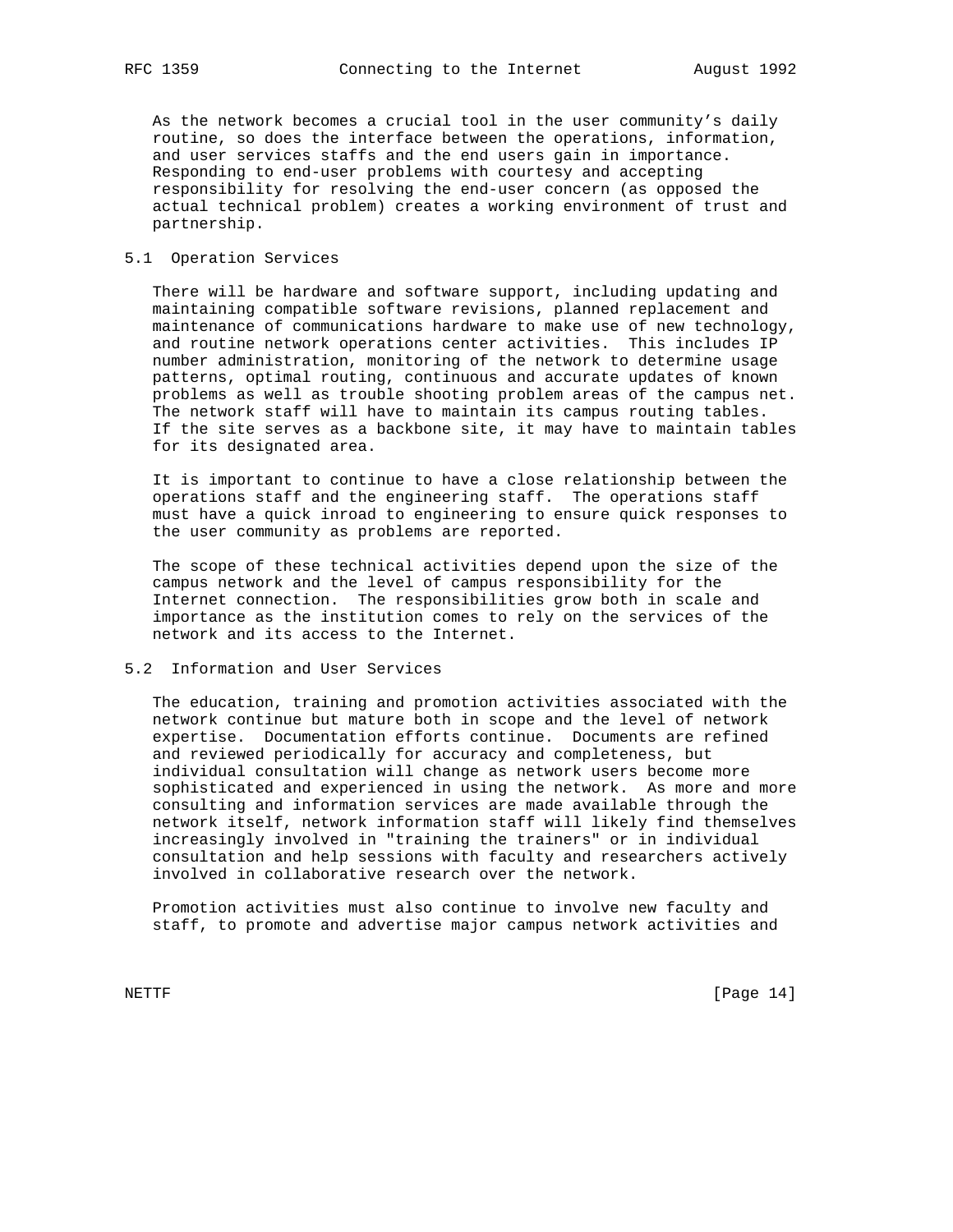As the network becomes a crucial tool in the user community's daily routine, so does the interface between the operations, information, and user services staffs and the end users gain in importance. Responding to end-user problems with courtesy and accepting responsibility for resolving the end-user concern (as opposed the actual technical problem) creates a working environment of trust and partnership.

## 5.1 Operation Services

There will be hardware and software support, including updating and maintaining compatible software revisions, planned replacement and maintenance of communications hardware to make use of new technology, and routine network operations center activities. This includes IP number administration, monitoring of the network to determine usage patterns, optimal routing, continuous and accurate updates of known problems as well as trouble shooting problem areas of the campus net. The network staff will have to maintain its campus routing tables. If the site serves as a backbone site, it may have to maintain tables for its designated area.

It is important to continue to have a close relationship between the operations staff and the engineering staff. The operations staff must have a quick inroad to engineering to ensure quick responses to the user community as problems are reported.

The scope of these technical activities depend upon the size of the campus network and the level of campus responsibility for the Internet connection. The responsibilities grow both in scale and importance as the institution comes to rely on the services of the network and its access to the Internet.

## 5.2 Information and User Services

The education, training and promotion activities associated with the network continue but mature both in scope and the level of network expertise. Documentation efforts continue. Documents are refined and reviewed periodically for accuracy and completeness, but individual consultation will change as network users become more sophisticated and experienced in using the network. As more and more consulting and information services are made available through the network itself, network information staff will likely find themselves increasingly involved in "training the trainers" or in individual consultation and help sessions with faculty and researchers actively involved in collaborative research over the network.

Promotion activities must also continue to involve new faculty and staff, to promote and advertise major campus network activities and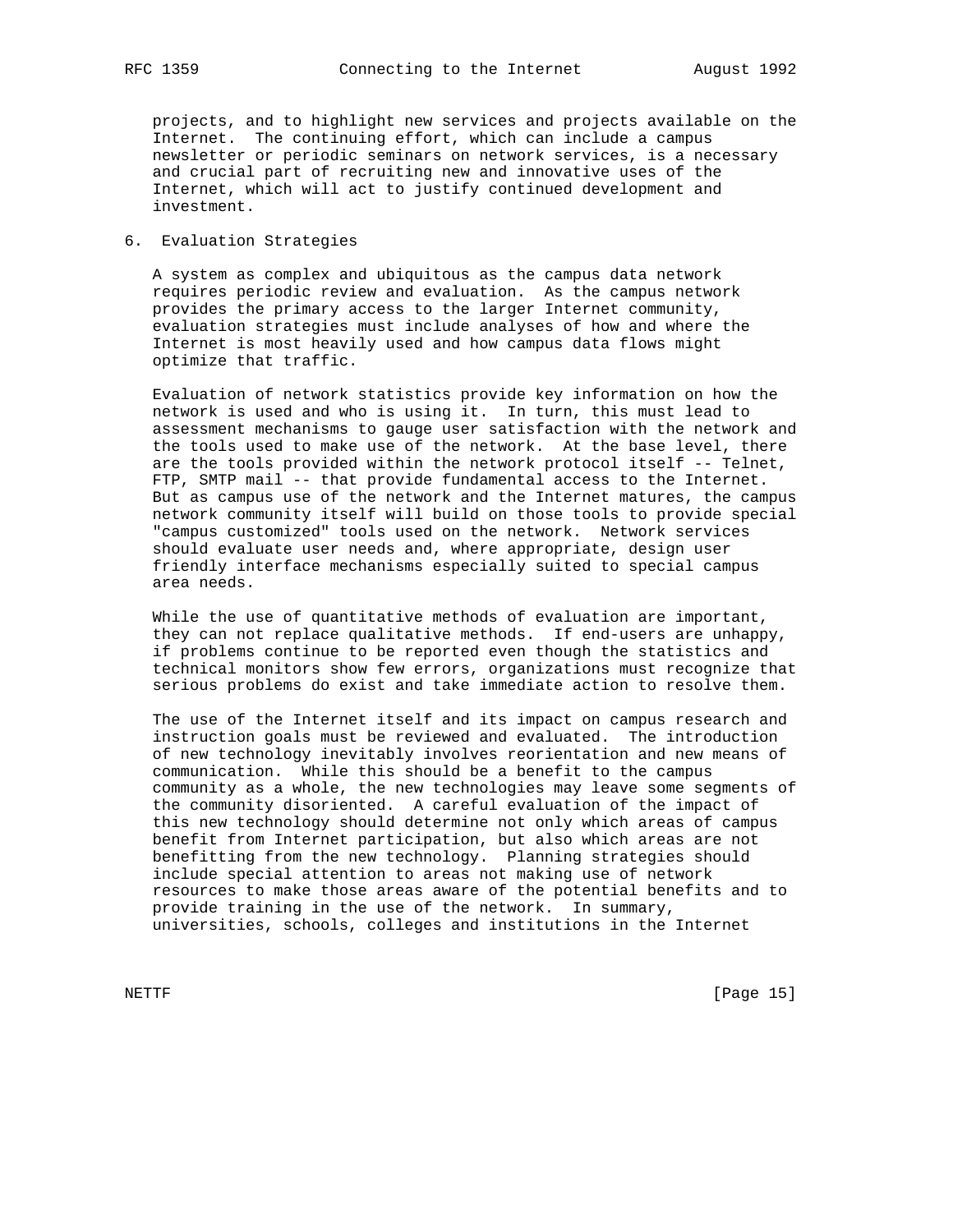projects, and to highlight new services and projects available on the Internet. The continuing effort, which can include a campus newsletter or periodic seminars on network services, is a necessary and crucial part of recruiting new and innovative uses of the Internet, which will act to justify continued development and investment.

## 6. Evaluation Strategies

A system as complex and ubiquitous as the campus data network requires periodic review and evaluation. As the campus network provides the primary access to the larger Internet community, evaluation strategies must include analyses of how and where the Internet is most heavily used and how campus data flows might optimize that traffic.

Evaluation of network statistics provide key information on how the network is used and who is using it. In turn, this must lead to assessment mechanisms to gauge user satisfaction with the network and the tools used to make use of the network. At the base level, there are the tools provided within the network protocol itself -- Telnet, FTP, SMTP mail -- that provide fundamental access to the Internet. But as campus use of the network and the Internet matures, the campus network community itself will build on those tools to provide special "campus customized" tools used on the network. Network services should evaluate user needs and, where appropriate, design user friendly interface mechanisms especially suited to special campus area needs.

While the use of quantitative methods of evaluation are important, they can not replace qualitative methods. If end-users are unhappy, if problems continue to be reported even though the statistics and technical monitors show few errors, organizations must recognize that serious problems do exist and take immediate action to resolve them.

The use of the Internet itself and its impact on campus research and instruction goals must be reviewed and evaluated. The introduction of new technology inevitably involves reorientation and new means of communication. While this should be a benefit to the campus community as a whole, the new technologies may leave some segments of the community disoriented. A careful evaluation of the impact of this new technology should determine not only which areas of campus benefit from Internet participation, but also which areas are not benefitting from the new technology. Planning strategies should include special attention to areas not making use of network resources to make those areas aware of the potential benefits and to provide training in the use of the network. In summary, universities, schools, colleges and institutions in the Internet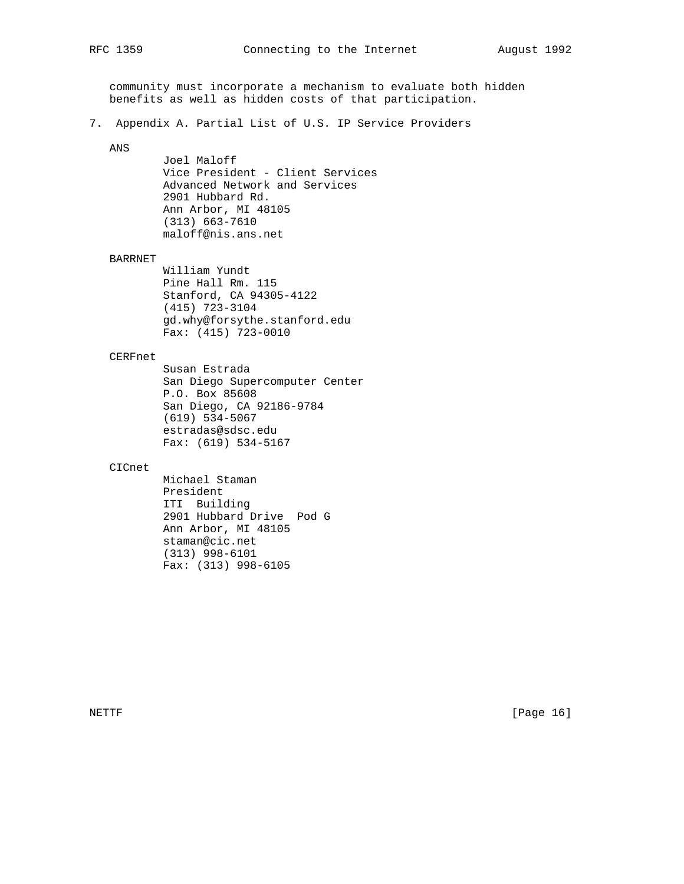community must incorporate a mechanism to evaluate both hidden benefits as well as hidden costs of that participation.

## 7. Appendix A. Partial List of U.S. IP Service Providers

ANS

Joel Maloff
Vice President - Client Services
Advanced Network and Services
2901 Hubbard Rd.
Ann Arbor, MI 48105
(313) 663-7610
maloff@nis.ans.net

BARRNET

William Yundt
Pine Hall Rm. 115
Stanford, CA 94305-4122
(415) 723-3104
gd.why@forsythe.stanford.edu
Fax: (415) 723-0010

CERFnet

Susan Estrada
San Diego Supercomputer Center
P.O. Box 85608
San Diego, CA 92186-9784
(619) 534-5067
estradas@sdsc.edu
Fax: (619) 534-5167

CICnet

Michael Staman
President
ITI Building
2901 Hubbard Drive Pod G
Ann Arbor, MI 48105
staman@cic.net
(313) 998-6101
Fax: (313) 998-6105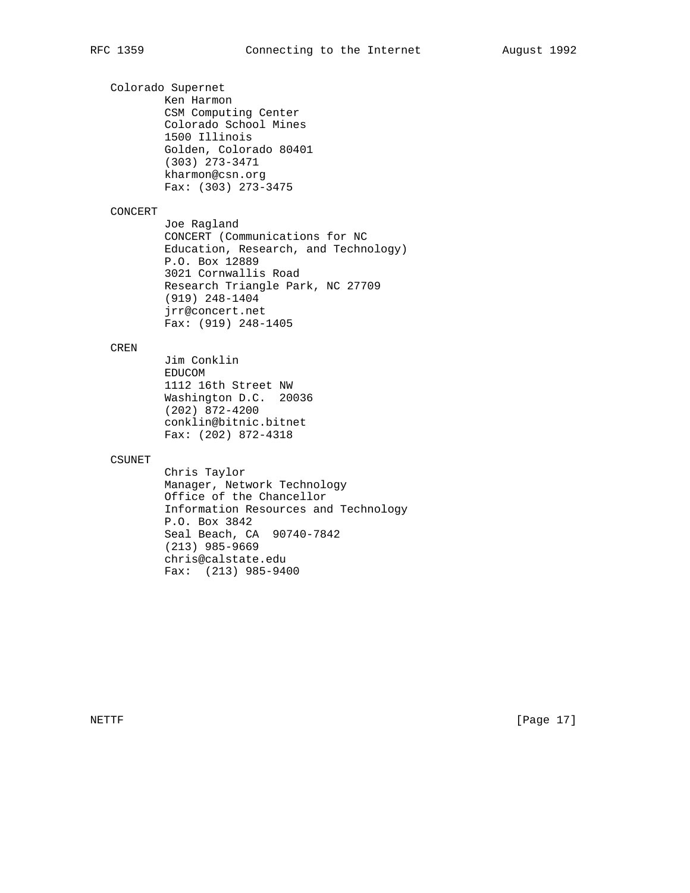Colorado Supernet

Ken Harmon
CSM Computing Center
Colorado School Mines
1500 Illinois
Golden, Colorado 80401
(303) 273-3471
kharmon@csn.org
Fax: (303) 273-3475

CONCERT

Joe Ragland
CONCERT (Communications for NC
Education, Research, and Technology)
P.O. Box 12889
3021 Cornwallis Road
Research Triangle Park, NC 27709
(919) 248-1404
jrr@concert.net
Fax: (919) 248-1405

CREN

Jim Conklin
EDUCOM
1112 16th Street NW
Washington D.C. 20036
(202) 872-4200
conklin@bitnic.bitnet
Fax: (202) 872-4318

CSUNET

Chris Taylor
Manager, Network Technology
Office of the Chancellor
Information Resources and Technology
P.O. Box 3842
Seal Beach, CA 90740-7842
(213) 985-9669
chris@calstate.edu
Fax: (213) 985-9400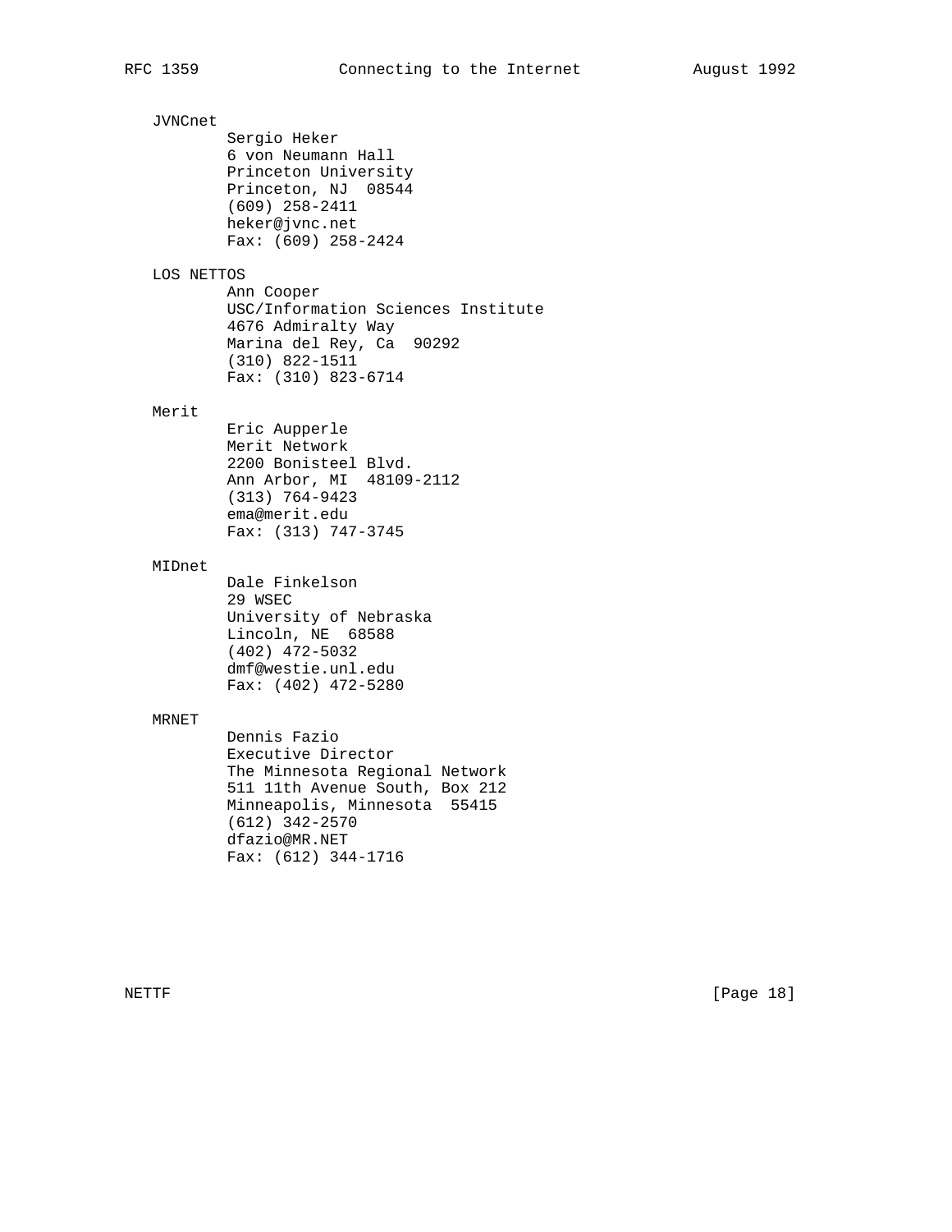JVNCnet

Sergio Heker
6 von Neumann Hall
Princeton University
Princeton, NJ  08544
(609) 258-2411
heker@jvnc.net
Fax: (609) 258-2424

LOS NETTOS

Ann Cooper
USC/Information Sciences Institute
4676 Admiralty Way
Marina del Rey, Ca  90292
(310) 822-1511
Fax: (310) 823-6714

Merit

Eric Aupperle
Merit Network
2200 Bonisteel Blvd.
Ann Arbor, MI  48109-2112
(313) 764-9423
ema@merit.edu
Fax: (313) 747-3745

MIDnet

Dale Finkelson
29 WSEC
University of Nebraska
Lincoln, NE  68588
(402) 472-5032
dmf@westie.unl.edu
Fax: (402) 472-5280

MRNET

Dennis Fazio
Executive Director
The Minnesota Regional Network
511 11th Avenue South, Box 212
Minneapolis, Minnesota  55415
(612) 342-2570
dfazio@MR.NET
Fax: (612) 344-1716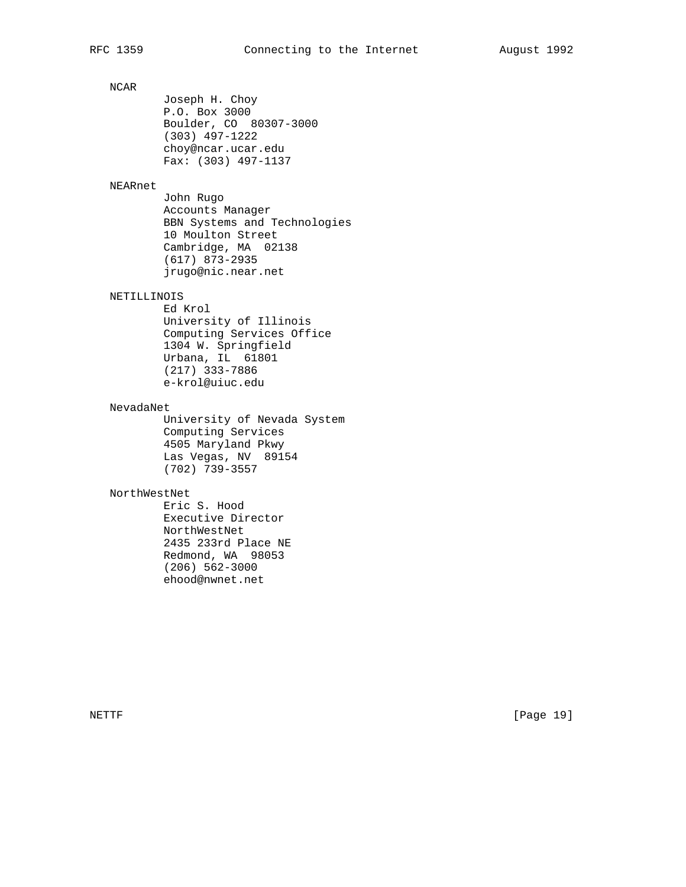NCAR

Joseph H. Choy
P.O. Box 3000
Boulder, CO  80307-3000
(303) 497-1222
choy@ncar.ucar.edu
Fax: (303) 497-1137

NEARnet

John Rugo
Accounts Manager
BBN Systems and Technologies
10 Moulton Street
Cambridge, MA  02138
(617) 873-2935
jrugo@nic.near.net

NETILLINOIS

Ed Krol
University of Illinois
Computing Services Office
1304 W. Springfield
Urbana, IL  61801
(217) 333-7886
e-krol@uiuc.edu

NevadaNet

University of Nevada System
Computing Services
4505 Maryland Pkwy
Las Vegas, NV  89154
(702) 739-3557

NorthWestNet

Eric S. Hood
Executive Director
NorthWestNet
2435 233rd Place NE
Redmond, WA  98053
(206) 562-3000
ehood@nwnet.net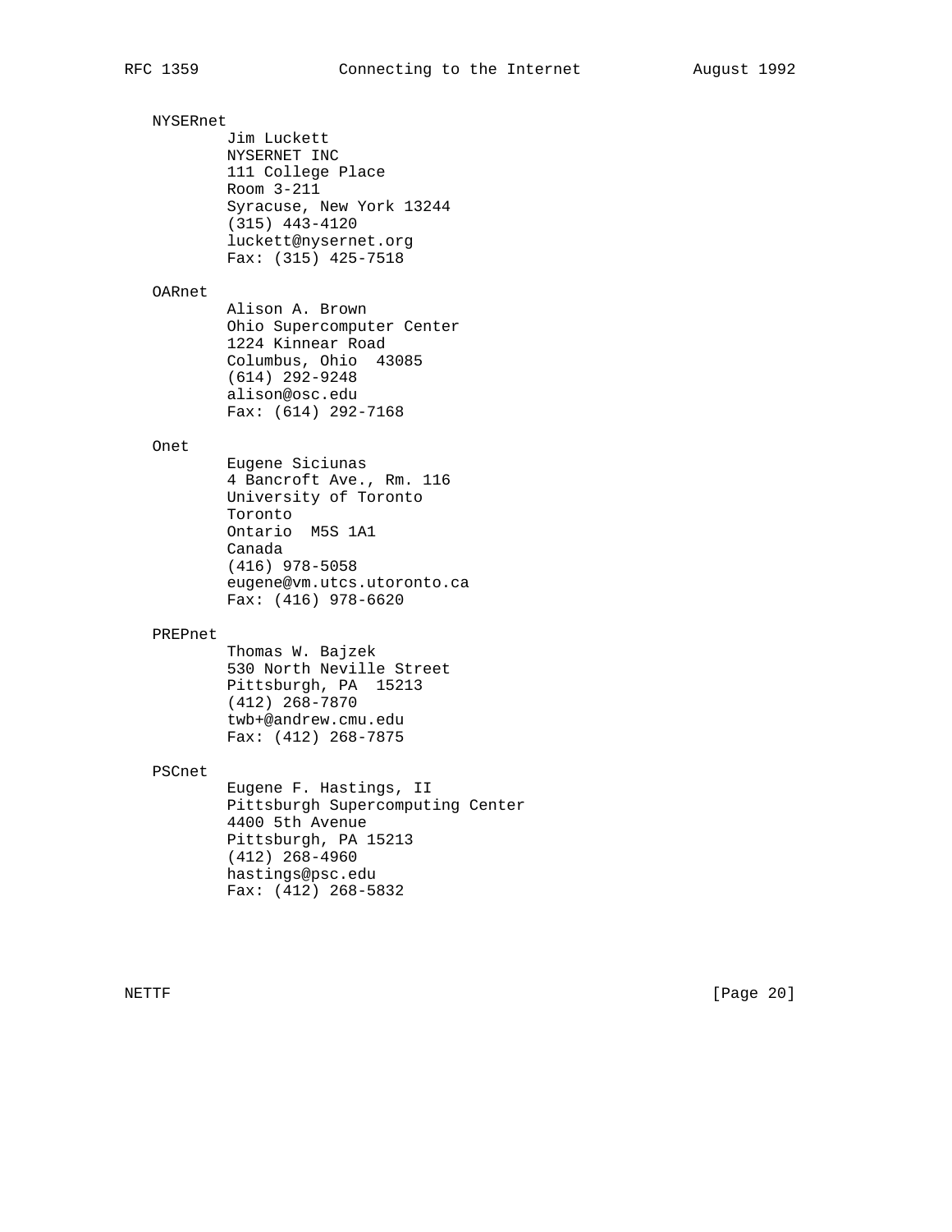NYSERnet

    Jim Luckett
    NYSERNET INC
    111 College Place
    Room 3-211
    Syracuse, New York 13244
    (315) 443-4120
    luckett@nysernet.org
    Fax: (315) 425-7518

OARnet

    Alison A. Brown
    Ohio Supercomputer Center
    1224 Kinnear Road
    Columbus, Ohio  43085
    (614) 292-9248
    alison@osc.edu
    Fax: (614) 292-7168

Onet

    Eugene Siciunas
    4 Bancroft Ave., Rm. 116
    University of Toronto
    Toronto
    Ontario  M5S 1A1
    Canada
    (416) 978-5058
    eugene@vm.utcs.utoronto.ca
    Fax: (416) 978-6620

PREPnet

    Thomas W. Bajzek
    530 North Neville Street
    Pittsburgh, PA  15213
    (412) 268-7870
    twb+@andrew.cmu.edu
    Fax: (412) 268-7875

PSCnet

    Eugene F. Hastings, II
    Pittsburgh Supercomputing Center
    4400 5th Avenue
    Pittsburgh, PA 15213
    (412) 268-4960
    hastings@psc.edu
    Fax: (412) 268-5832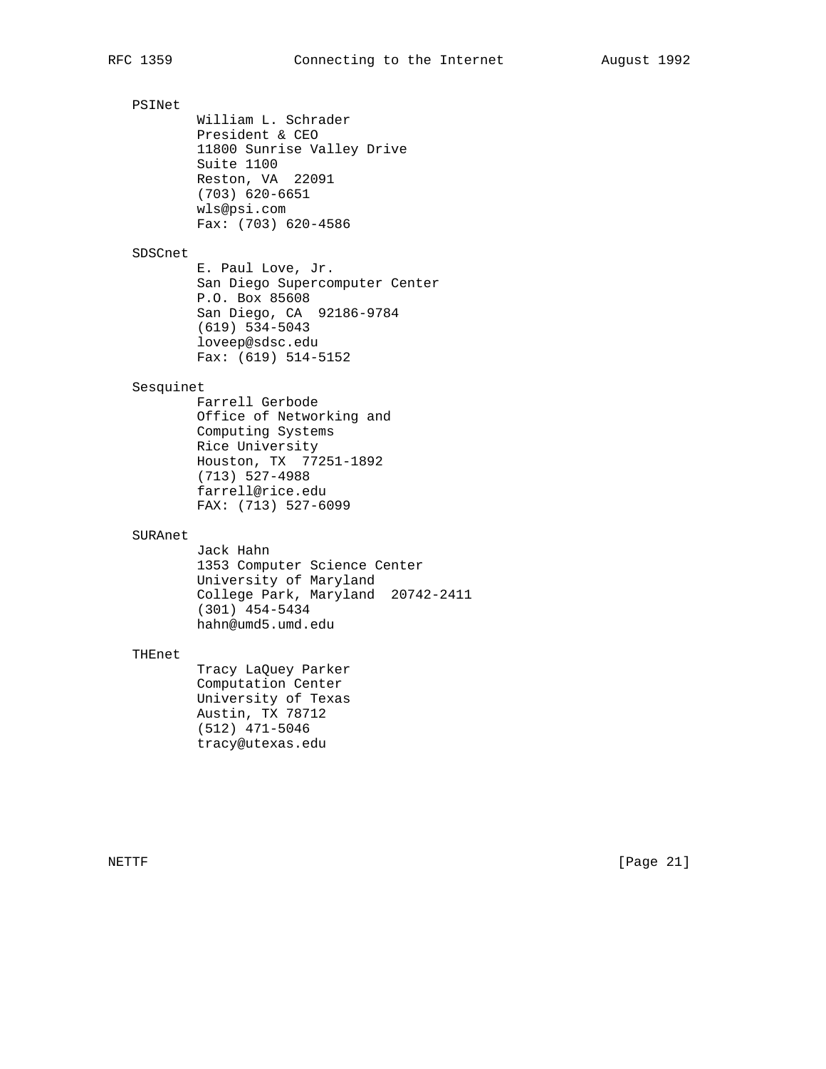PSINet

William L. Schrader
President & CEO
11800 Sunrise Valley Drive
Suite 1100
Reston, VA  22091
(703) 620-6651
wls@psi.com
Fax: (703) 620-4586

SDSCnet

E. Paul Love, Jr.
San Diego Supercomputer Center
P.O. Box 85608
San Diego, CA  92186-9784
(619) 534-5043
loveep@sdsc.edu
Fax: (619) 514-5152

Sesquinet

Farrell Gerbode
Office of Networking and
Computing Systems
Rice University
Houston, TX  77251-1892
(713) 527-4988
farrell@rice.edu
FAX: (713) 527-6099

SURAnet

Jack Hahn
1353 Computer Science Center
University of Maryland
College Park, Maryland  20742-2411
(301) 454-5434
hahn@umd5.umd.edu

THEnet

Tracy LaQuey Parker
Computation Center
University of Texas
Austin, TX 78712
(512) 471-5046
tracy@utexas.edu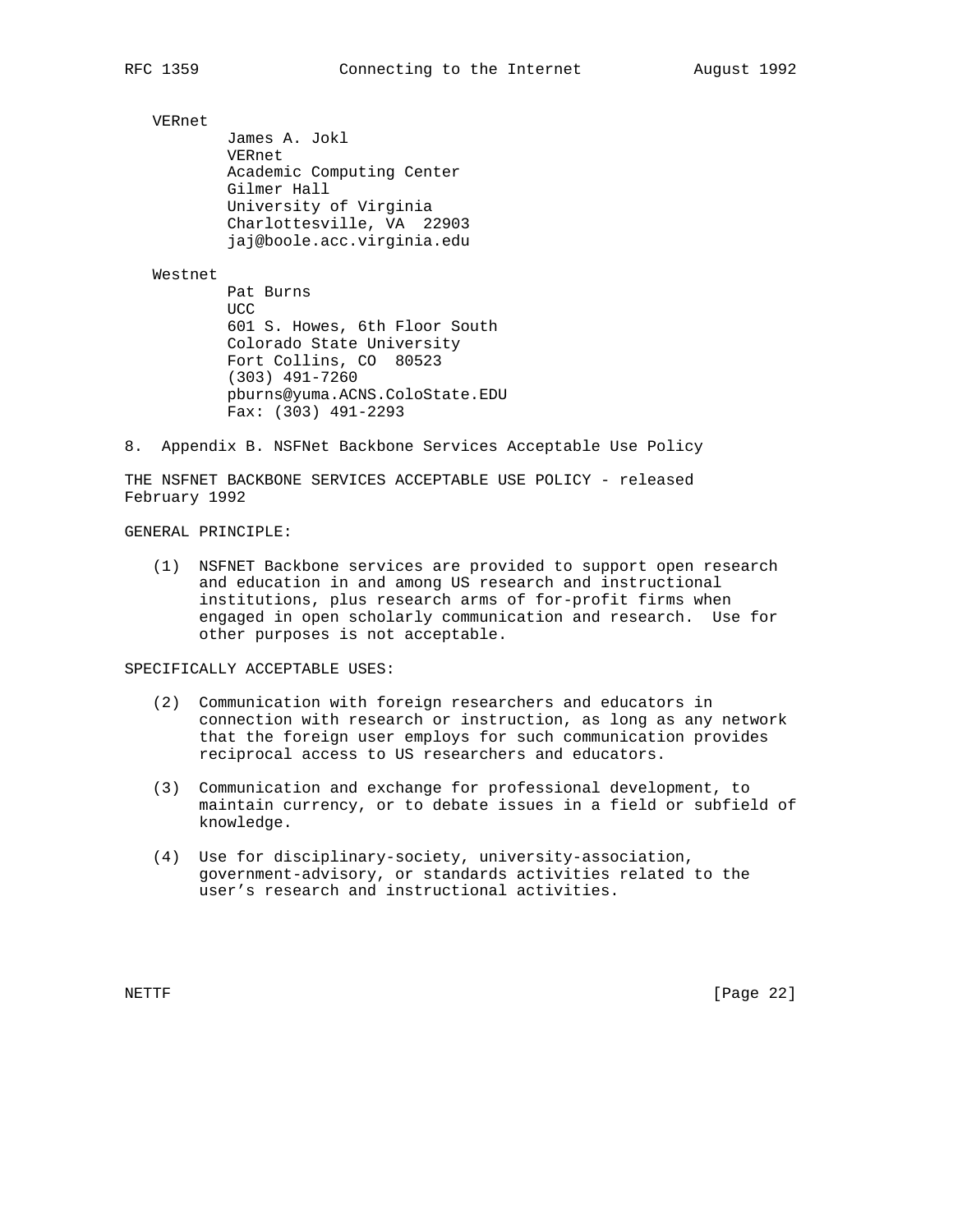VERnet

James A. Jokl
VERnet
Academic Computing Center
Gilmer Hall
University of Virginia
Charlottesville, VA 22903
jaj@boole.acc.virginia.edu

Westnet

Pat Burns
UCC
601 S. Howes, 6th Floor South
Colorado State University
Fort Collins, CO 80523
(303) 491-7260
pburns@yuma.ACNS.ColoState.EDU
Fax: (303) 491-2293

## 8. Appendix B. NSFNet Backbone Services Acceptable Use Policy

THE NSFNET BACKBONE SERVICES ACCEPTABLE USE POLICY - released February 1992

GENERAL PRINCIPLE:

(1) NSFNET Backbone services are provided to support open research and education in and among US research and instructional institutions, plus research arms of for-profit firms when engaged in open scholarly communication and research. Use for other purposes is not acceptable.

SPECIFICALLY ACCEPTABLE USES:

(2) Communication with foreign researchers and educators in connection with research or instruction, as long as any network that the foreign user employs for such communication provides reciprocal access to US researchers and educators.

(3) Communication and exchange for professional development, to maintain currency, or to debate issues in a field or subfield of knowledge.

(4) Use for disciplinary-society, university-association, government-advisory, or standards activities related to the user's research and instructional activities.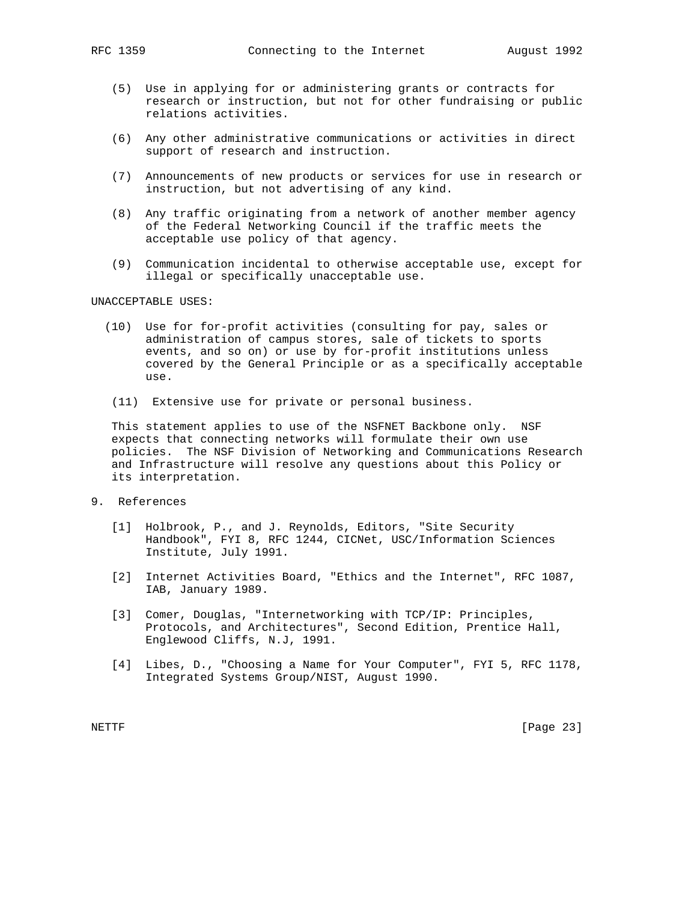(5) Use in applying for or administering grants or contracts for research or instruction, but not for other fundraising or public relations activities.

(6) Any other administrative communications or activities in direct support of research and instruction.

(7) Announcements of new products or services for use in research or instruction, but not advertising of any kind.

(8) Any traffic originating from a network of another member agency of the Federal Networking Council if the traffic meets the acceptable use policy of that agency.

(9) Communication incidental to otherwise acceptable use, except for illegal or specifically unacceptable use.

UNACCEPTABLE USES:

(10) Use for for-profit activities (consulting for pay, sales or administration of campus stores, sale of tickets to sports events, and so on) or use by for-profit institutions unless covered by the General Principle or as a specifically acceptable use.

(11) Extensive use for private or personal business.

This statement applies to use of the NSFNET Backbone only. NSF expects that connecting networks will formulate their own use policies. The NSF Division of Networking and Communications Research and Infrastructure will resolve any questions about this Policy or its interpretation.

## 9. References

[1] Holbrook, P., and J. Reynolds, Editors, "Site Security Handbook", FYI 8, RFC 1244, CICNet, USC/Information Sciences Institute, July 1991.

[2] Internet Activities Board, "Ethics and the Internet", RFC 1087, IAB, January 1989.

[3] Comer, Douglas, "Internetworking with TCP/IP: Principles, Protocols, and Architectures", Second Edition, Prentice Hall, Englewood Cliffs, N.J, 1991.

[4] Libes, D., "Choosing a Name for Your Computer", FYI 5, RFC 1178, Integrated Systems Group/NIST, August 1990.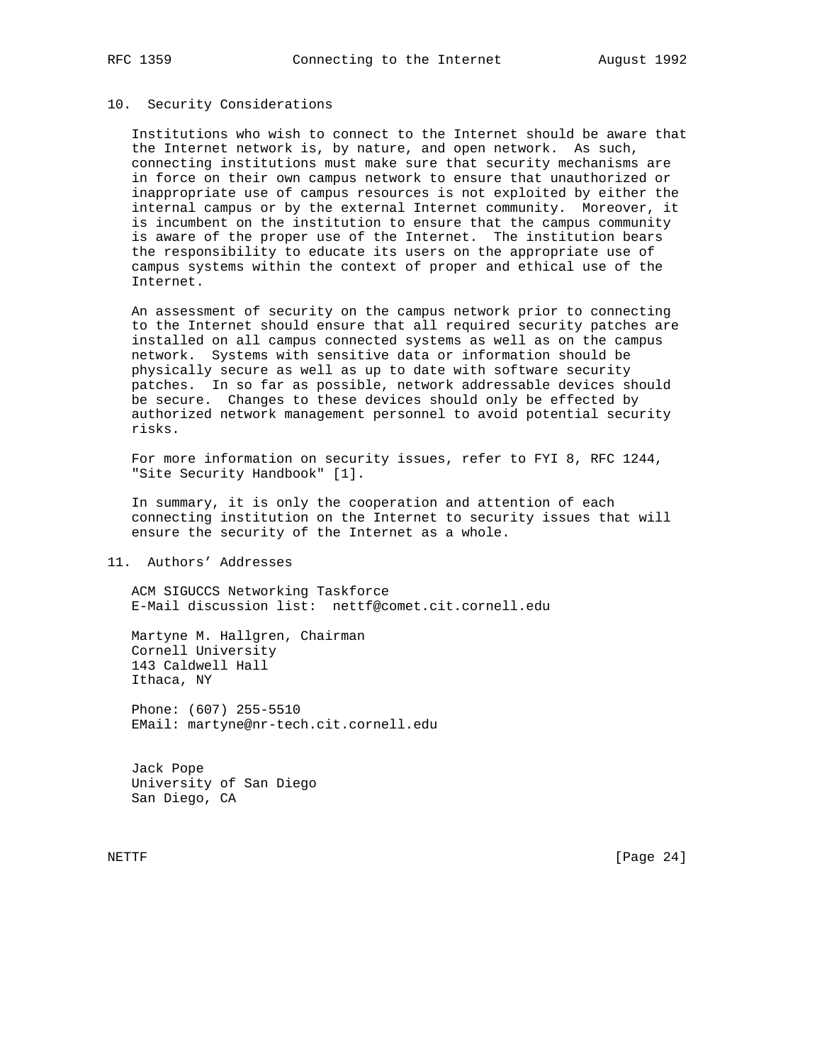## 10. Security Considerations

Institutions who wish to connect to the Internet should be aware that the Internet network is, by nature, and open network. As such, connecting institutions must make sure that security mechanisms are in force on their own campus network to ensure that unauthorized or inappropriate use of campus resources is not exploited by either the internal campus or by the external Internet community. Moreover, it is incumbent on the institution to ensure that the campus community is aware of the proper use of the Internet. The institution bears the responsibility to educate its users on the appropriate use of campus systems within the context of proper and ethical use of the Internet.

An assessment of security on the campus network prior to connecting to the Internet should ensure that all required security patches are installed on all campus connected systems as well as on the campus network. Systems with sensitive data or information should be physically secure as well as up to date with software security patches. In so far as possible, network addressable devices should be secure. Changes to these devices should only be effected by authorized network management personnel to avoid potential security risks.

For more information on security issues, refer to FYI 8, RFC 1244, "Site Security Handbook" [1].

In summary, it is only the cooperation and attention of each connecting institution on the Internet to security issues that will ensure the security of the Internet as a whole.

## 11. Authors' Addresses

ACM SIGUCCS Networking Taskforce
E-Mail discussion list: nettf@comet.cit.cornell.edu

Martyne M. Hallgren, Chairman
Cornell University
143 Caldwell Hall
Ithaca, NY

Phone: (607) 255-5510
EMail: martyne@nr-tech.cit.cornell.edu

Jack Pope
University of San Diego
San Diego, CA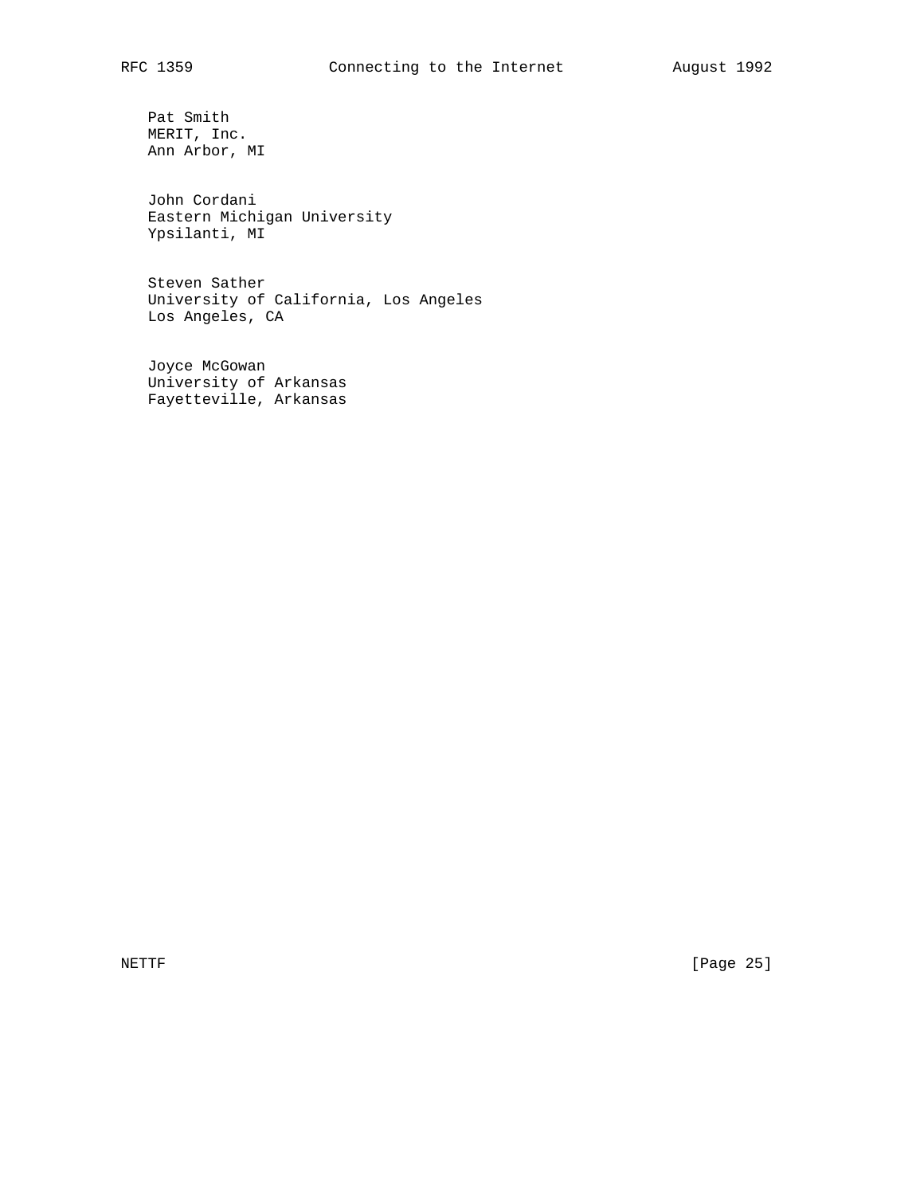Pat Smith
MERIT, Inc.
Ann Arbor, MI

John Cordani
Eastern Michigan University
Ypsilanti, MI

Steven Sather
University of California, Los Angeles
Los Angeles, CA

Joyce McGowan
University of Arkansas
Fayetteville, Arkansas